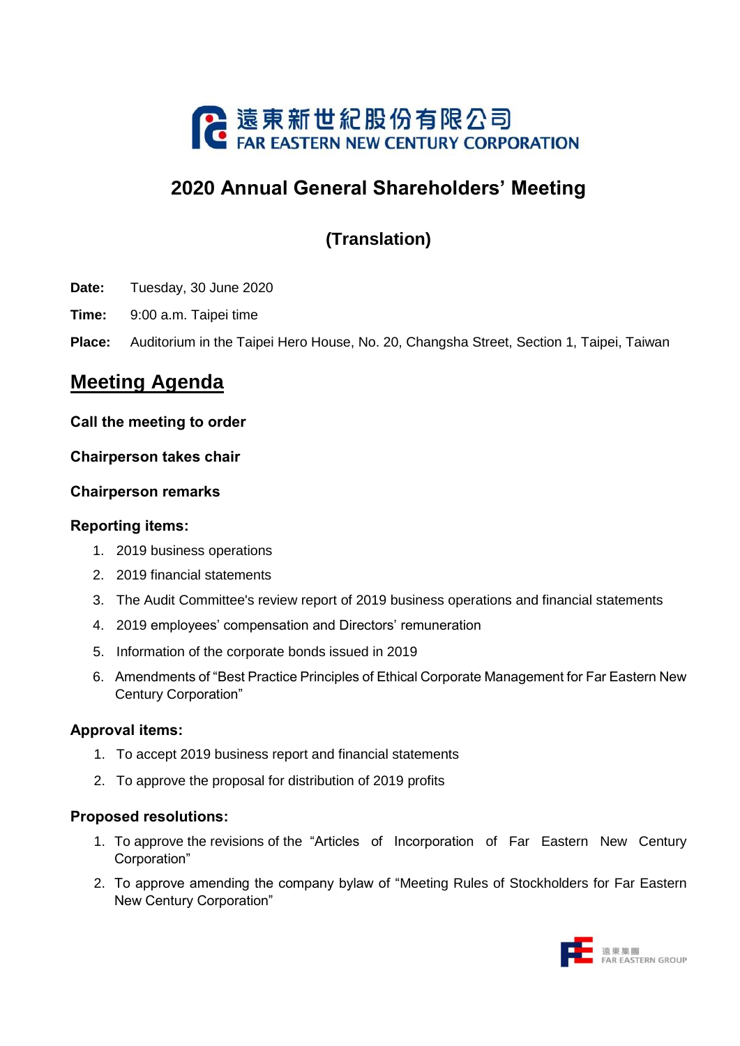遠東新世紀股份有限公司
FAR EASTERN NEW CENTURY CORPORATION

# 2020 Annual General Shareholders' Meeting

## (Translation)

**Date:** Tuesday, 30 June 2020

**Time:** 9:00 a.m. Taipei time

**Place:** Auditorium in the Taipei Hero House, No. 20, Changsha Street, Section 1, Taipei, Taiwan

## Meeting Agenda

**Call the meeting to order**

**Chairperson takes chair**

**Chairperson remarks**

**Reporting items:**

1. 2019 business operations
2. 2019 financial statements
3. The Audit Committee's review report of 2019 business operations and financial statements
4. 2019 employees' compensation and Directors' remuneration
5. Information of the corporate bonds issued in 2019
6. Amendments of "Best Practice Principles of Ethical Corporate Management for Far Eastern New Century Corporation"

**Approval items:**

1. To accept 2019 business report and financial statements
2. To approve the proposal for distribution of 2019 profits

**Proposed resolutions:**

1. To approve the revisions of the "Articles of Incorporation of Far Eastern New Century Corporation"
2. To approve amending the company bylaw of "Meeting Rules of Stockholders for Far Eastern New Century Corporation"

遠東集團
FAR EASTERN GROUP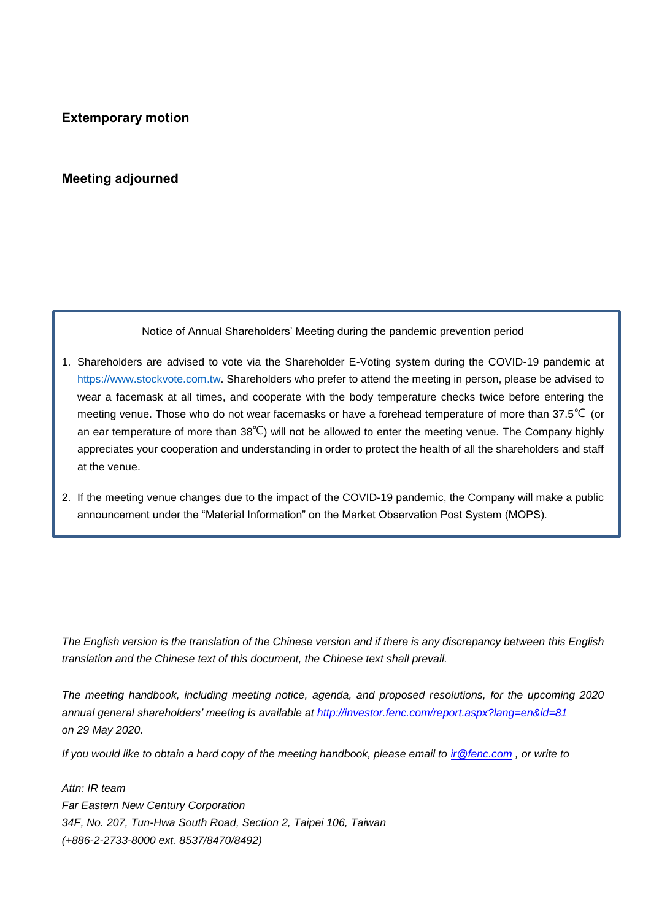## Extemporary motion

## Meeting adjourned

Notice of Annual Shareholders' Meeting during the pandemic prevention period

1. Shareholders are advised to vote via the Shareholder E-Voting system during the COVID-19 pandemic at https://www.stockvote.com.tw. Shareholders who prefer to attend the meeting in person, please be advised to wear a facemask at all times, and cooperate with the body temperature checks twice before entering the meeting venue. Those who do not wear facemasks or have a forehead temperature of more than 37.5℃ (or an ear temperature of more than 38℃) will not be allowed to enter the meeting venue. The Company highly appreciates your cooperation and understanding in order to protect the health of all the shareholders and staff at the venue.
2. If the meeting venue changes due to the impact of the COVID-19 pandemic, the Company will make a public announcement under the "Material Information" on the Market Observation Post System (MOPS).

---

*The English version is the translation of the Chinese version and if there is any discrepancy between this English translation and the Chinese text of this document, the Chinese text shall prevail.*

*The meeting handbook, including meeting notice, agenda, and proposed resolutions, for the upcoming 2020 annual general shareholders' meeting is available at http://investor.fenc.com/report.aspx?lang=en&id=81 on 29 May 2020.*

*If you would like to obtain a hard copy of the meeting handbook, please email to ir@fenc.com , or write to*

*Attn: IR team*
*Far Eastern New Century Corporation*
*34F, No. 207, Tun-Hwa South Road, Section 2, Taipei 106, Taiwan*
*(+886-2-2733-8000 ext. 8537/8470/8492)*